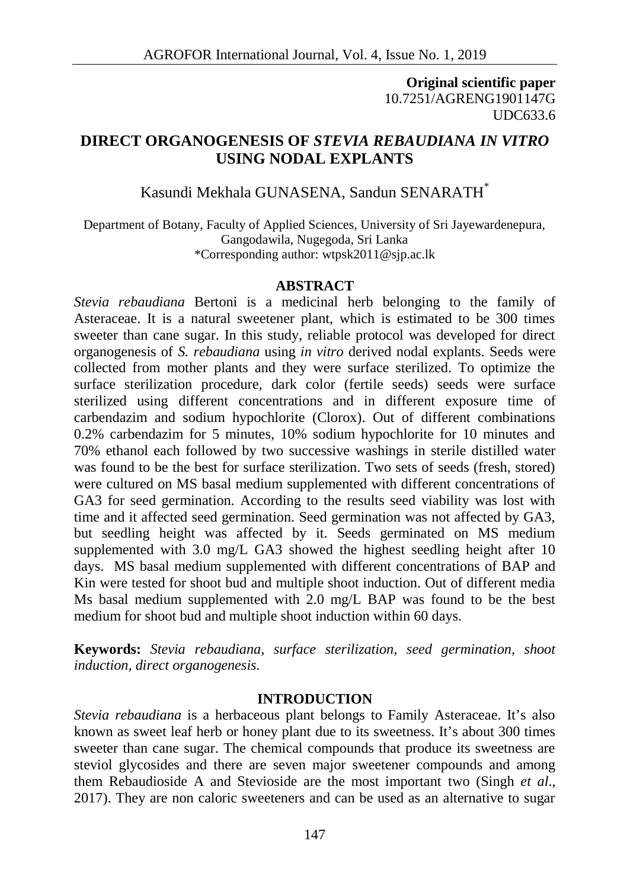**Original scientific paper**
10.7251/AGRENG1901147G
UDC633.6

# DIRECT ORGANOGENESIS OF *STEVIA REBAUDIANA IN VITRO* USING NODAL EXPLANTS

Kasundi Mekhala GUNASENA, Sandun SENARATH*

Department of Botany, Faculty of Applied Sciences, University of Sri Jayewardenepura, Gangodawila, Nugegoda, Sri Lanka
*Corresponding author: wtpsk2011@sjp.ac.lk

## ABSTRACT

*Stevia rebaudiana* Bertoni is a medicinal herb belonging to the family of Asteraceae. It is a natural sweetener plant, which is estimated to be 300 times sweeter than cane sugar. In this study, reliable protocol was developed for direct organogenesis of *S. rebaudiana* using *in vitro* derived nodal explants. Seeds were collected from mother plants and they were surface sterilized. To optimize the surface sterilization procedure, dark color (fertile seeds) seeds were surface sterilized using different concentrations and in different exposure time of carbendazim and sodium hypochlorite (Clorox). Out of different combinations 0.2% carbendazim for 5 minutes, 10% sodium hypochlorite for 10 minutes and 70% ethanol each followed by two successive washings in sterile distilled water was found to be the best for surface sterilization. Two sets of seeds (fresh, stored) were cultured on MS basal medium supplemented with different concentrations of GA3 for seed germination. According to the results seed viability was lost with time and it affected seed germination. Seed germination was not affected by GA3, but seedling height was affected by it. Seeds germinated on MS medium supplemented with 3.0 mg/L GA3 showed the highest seedling height after 10 days. MS basal medium supplemented with different concentrations of BAP and Kin were tested for shoot bud and multiple shoot induction. Out of different media Ms basal medium supplemented with 2.0 mg/L BAP was found to be the best medium for shoot bud and multiple shoot induction within 60 days.

**Keywords:** *Stevia rebaudiana, surface sterilization, seed germination, shoot induction, direct organogenesis.*

## INTRODUCTION

*Stevia rebaudiana* is a herbaceous plant belongs to Family Asteraceae. It's also known as sweet leaf herb or honey plant due to its sweetness. It's about 300 times sweeter than cane sugar. The chemical compounds that produce its sweetness are steviol glycosides and there are seven major sweetener compounds and among them Rebaudioside A and Stevioside are the most important two (Singh *et al*., 2017). They are non caloric sweeteners and can be used as an alternative to sugar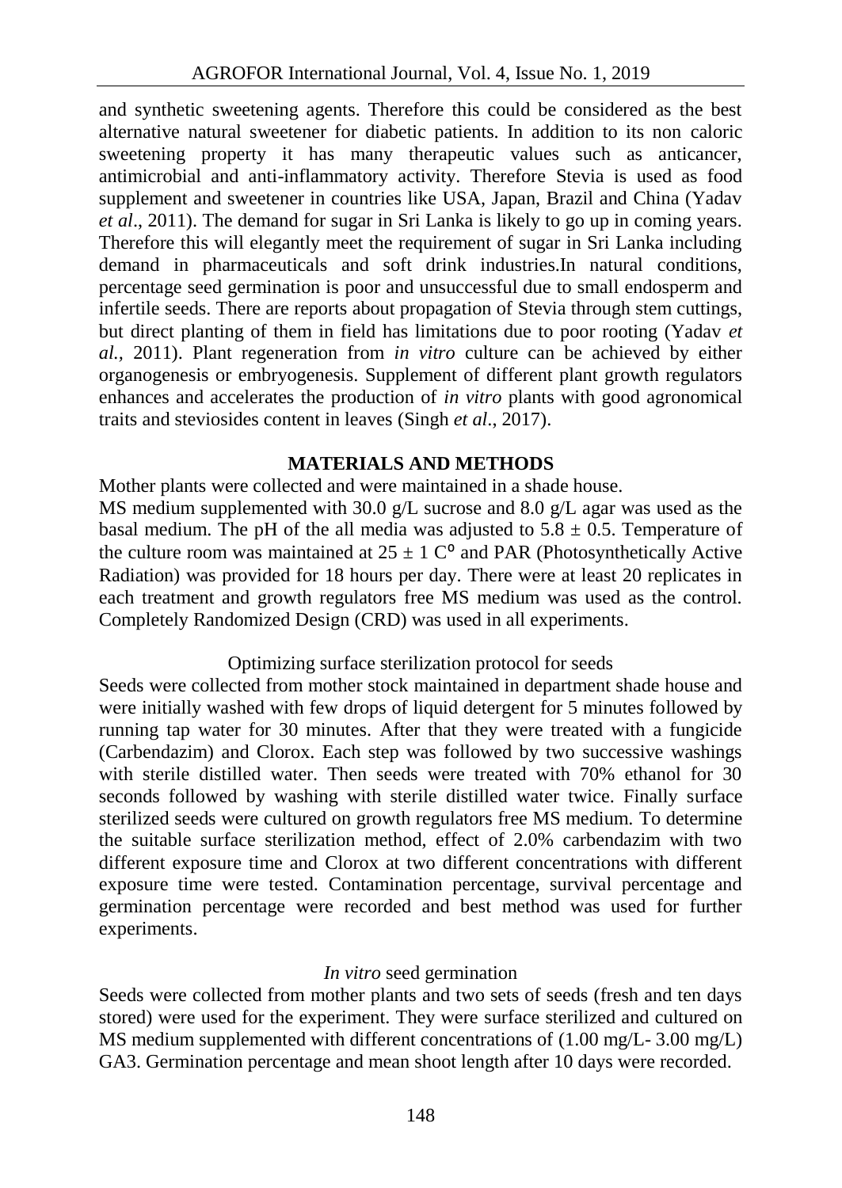and synthetic sweetening agents. Therefore this could be considered as the best alternative natural sweetener for diabetic patients. In addition to its non caloric sweetening property it has many therapeutic values such as anticancer, antimicrobial and anti-inflammatory activity. Therefore Stevia is used as food supplement and sweetener in countries like USA, Japan, Brazil and China (Yadav *et al*., 2011). The demand for sugar in Sri Lanka is likely to go up in coming years. Therefore this will elegantly meet the requirement of sugar in Sri Lanka including demand in pharmaceuticals and soft drink industries.In natural conditions, percentage seed germination is poor and unsuccessful due to small endosperm and infertile seeds. There are reports about propagation of Stevia through stem cuttings, but direct planting of them in field has limitations due to poor rooting (Yadav *et al.*, 2011). Plant regeneration from *in vitro* culture can be achieved by either organogenesis or embryogenesis. Supplement of different plant growth regulators enhances and accelerates the production of *in vitro* plants with good agronomical traits and steviosides content in leaves (Singh *et al*., 2017).

## MATERIALS AND METHODS

Mother plants were collected and were maintained in a shade house.
MS medium supplemented with 30.0 g/L sucrose and 8.0 g/L agar was used as the basal medium. The pH of the all media was adjusted to $5.8 \pm 0.5$. Temperature of the culture room was maintained at $25 \pm 1$ C⁰ and PAR (Photosynthetically Active Radiation) was provided for 18 hours per day. There were at least 20 replicates in each treatment and growth regulators free MS medium was used as the control. Completely Randomized Design (CRD) was used in all experiments.

### Optimizing surface sterilization protocol for seeds

Seeds were collected from mother stock maintained in department shade house and were initially washed with few drops of liquid detergent for 5 minutes followed by running tap water for 30 minutes. After that they were treated with a fungicide (Carbendazim) and Clorox. Each step was followed by two successive washings with sterile distilled water. Then seeds were treated with 70% ethanol for 30 seconds followed by washing with sterile distilled water twice. Finally surface sterilized seeds were cultured on growth regulators free MS medium. To determine the suitable surface sterilization method, effect of 2.0% carbendazim with two different exposure time and Clorox at two different concentrations with different exposure time were tested. Contamination percentage, survival percentage and germination percentage were recorded and best method was used for further experiments.

### *In vitro* seed germination

Seeds were collected from mother plants and two sets of seeds (fresh and ten days stored) were used for the experiment. They were surface sterilized and cultured on MS medium supplemented with different concentrations of (1.00 mg/L- 3.00 mg/L) $GA_3$. Germination percentage and mean shoot length after 10 days were recorded.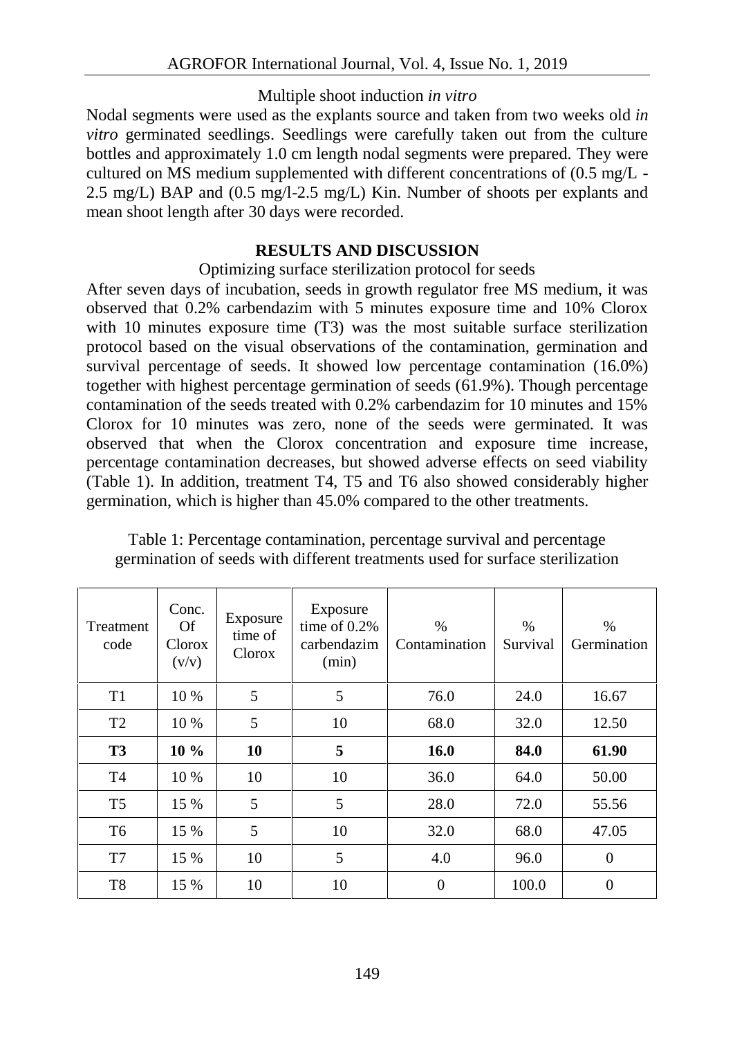Multiple shoot induction *in vitro*

Nodal segments were used as the explants source and taken from two weeks old *in vitro* germinated seedlings. Seedlings were carefully taken out from the culture bottles and approximately 1.0 cm length nodal segments were prepared. They were cultured on MS medium supplemented with different concentrations of (0.5 mg/L - 2.5 mg/L) BAP and (0.5 mg/l-2.5 mg/L) Kin. Number of shoots per explants and mean shoot length after 30 days were recorded.

## RESULTS AND DISCUSSION

Optimizing surface sterilization protocol for seeds

After seven days of incubation, seeds in growth regulator free MS medium, it was observed that 0.2% carbendazim with 5 minutes exposure time and 10% Clorox with 10 minutes exposure time (T3) was the most suitable surface sterilization protocol based on the visual observations of the contamination, germination and survival percentage of seeds. It showed low percentage contamination (16.0%) together with highest percentage germination of seeds (61.9%). Though percentage contamination of the seeds treated with 0.2% carbendazim for 10 minutes and 15% Clorox for 10 minutes was zero, none of the seeds were germinated. It was observed that when the Clorox concentration and exposure time increase, percentage contamination decreases, but showed adverse effects on seed viability (Table 1). In addition, treatment T4, T5 and T6 also showed considerably higher germination, which is higher than 45.0% compared to the other treatments.

Table 1: Percentage contamination, percentage survival and percentage germination of seeds with different treatments used for surface sterilization

| Treatment code | Conc. Of Clorox (v/v) | Exposure time of Clorox | Exposure time of 0.2% carbendazim (min) | % Contamination | % Survival | % Germination |
|---|---|---|---|---|---|---|
| T1 | 10 % | 5 | 5 | 76.0 | 24.0 | 16.67 |
| T2 | 10 % | 5 | 10 | 68.0 | 32.0 | 12.50 |
| **T3** | **10 %** | **10** | **5** | **16.0** | **84.0** | **61.90** |
| T4 | 10 % | 10 | 10 | 36.0 | 64.0 | 50.00 |
| T5 | 15 % | 5 | 5 | 28.0 | 72.0 | 55.56 |
| T6 | 15 % | 5 | 10 | 32.0 | 68.0 | 47.05 |
| T7 | 15 % | 10 | 5 | 4.0 | 96.0 | 0 |
| T8 | 15 % | 10 | 10 | 0 | 100.0 | 0 |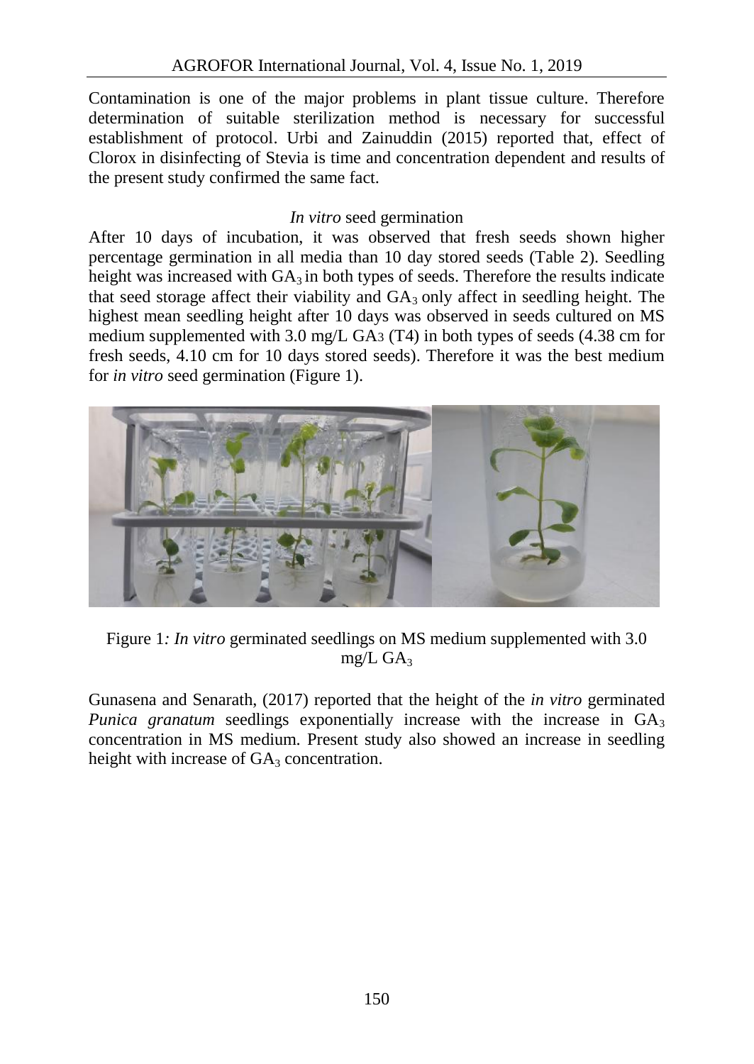Contamination is one of the major problems in plant tissue culture. Therefore determination of suitable sterilization method is necessary for successful establishment of protocol. Urbi and Zainuddin (2015) reported that, effect of Clorox in disinfecting of Stevia is time and concentration dependent and results of the present study confirmed the same fact.

### *In vitro* seed germination

After 10 days of incubation, it was observed that fresh seeds shown higher percentage germination in all media than 10 day stored seeds (Table 2). Seedling height was increased with $GA_3$ in both types of seeds. Therefore the results indicate that seed storage affect their viability and $GA_3$ only affect in seedling height. The highest mean seedling height after 10 days was observed in seeds cultured on MS medium supplemented with 3.0 mg/L $GA_3$ (T4) in both types of seeds (4.38 cm for fresh seeds, 4.10 cm for 10 days stored seeds). Therefore it was the best medium for *in vitro* seed germination (Figure 1).

Figure 1*: In vitro* germinated seedlings on MS medium supplemented with 3.0 mg/L $GA_3$

Gunasena and Senarath, (2017) reported that the height of the *in vitro* germinated *Punica granatum* seedlings exponentially increase with the increase in $GA_3$ concentration in MS medium. Present study also showed an increase in seedling height with increase of $GA_3$ concentration.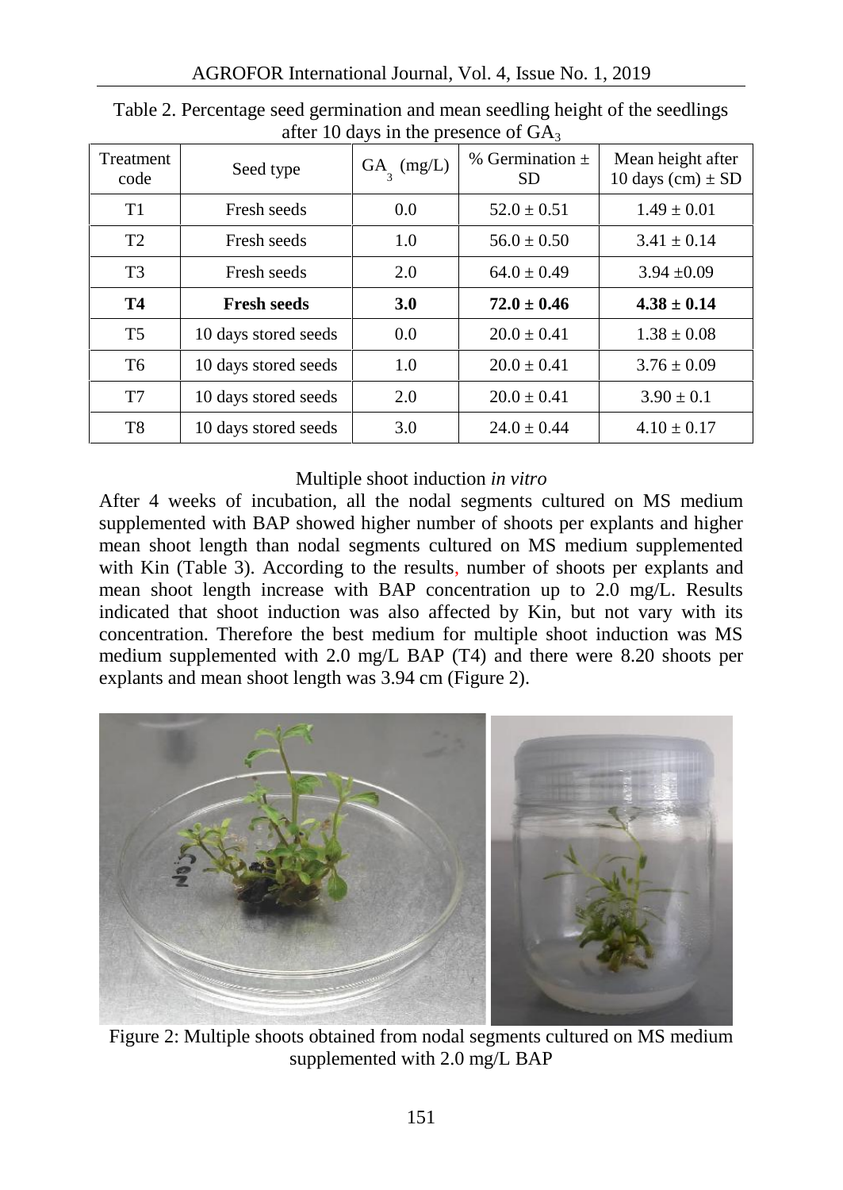Table 2. Percentage seed germination and mean seedling height of the seedlings after 10 days in the presence of $GA_3$

| Treatment code | Seed type | $GA_3$ (mg/L) | % Germination ± SD | Mean height after 10 days (cm) ± SD |
|---|---|---|---|---|
| T1 | Fresh seeds | 0.0 | 52.0 ± 0.51 | 1.49 ± 0.01 |
| T2 | Fresh seeds | 1.0 | 56.0 ± 0.50 | 3.41 ± 0.14 |
| T3 | Fresh seeds | 2.0 | 64.0 ± 0.49 | 3.94 ±0.09 |
| **T4** | **Fresh seeds** | **3.0** | **72.0 ± 0.46** | **4.38 ± 0.14** |
| T5 | 10 days stored seeds | 0.0 | 20.0 ± 0.41 | 1.38 ± 0.08 |
| T6 | 10 days stored seeds | 1.0 | 20.0 ± 0.41 | 3.76 ± 0.09 |
| T7 | 10 days stored seeds | 2.0 | 20.0 ± 0.41 | 3.90 ± 0.1 |
| T8 | 10 days stored seeds | 3.0 | 24.0 ± 0.44 | 4.10 ± 0.17 |

### Multiple shoot induction *in vitro*

After 4 weeks of incubation, all the nodal segments cultured on MS medium supplemented with BAP showed higher number of shoots per explants and higher mean shoot length than nodal segments cultured on MS medium supplemented with Kin (Table 3). According to the results, number of shoots per explants and mean shoot length increase with BAP concentration up to 2.0 mg/L. Results indicated that shoot induction was also affected by Kin, but not vary with its concentration. Therefore the best medium for multiple shoot induction was MS medium supplemented with 2.0 mg/L BAP (T4) and there were 8.20 shoots per explants and mean shoot length was 3.94 cm (Figure 2).

Figure 2: Multiple shoots obtained from nodal segments cultured on MS medium supplemented with 2.0 mg/L BAP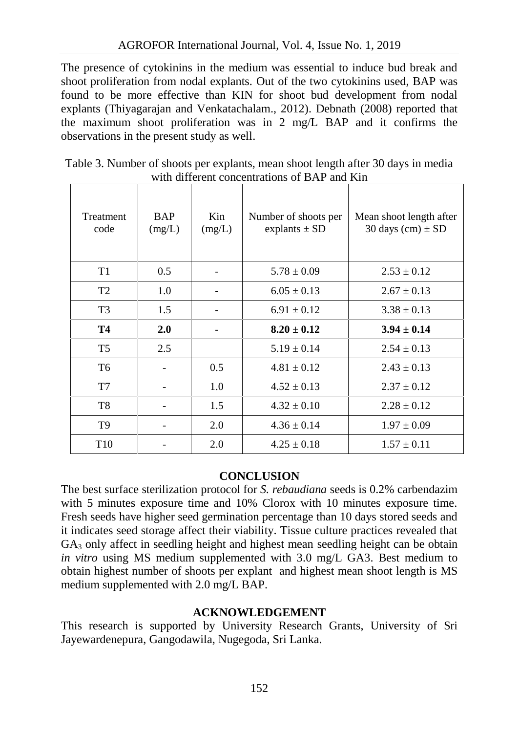The presence of cytokinins in the medium was essential to induce bud break and shoot proliferation from nodal explants. Out of the two cytokinins used, BAP was found to be more effective than KIN for shoot bud development from nodal explants (Thiyagarajan and Venkatachalam., 2012). Debnath (2008) reported that the maximum shoot proliferation was in 2 mg/L BAP and it confirms the observations in the present study as well.

Table 3. Number of shoots per explants, mean shoot length after 30 days in media with different concentrations of BAP and Kin

| Treatment code | BAP (mg/L) | Kin (mg/L) | Number of shoots per explants ± SD | Mean shoot length after 30 days (cm) ± SD |
|---|---|---|---|---|
| T1 | 0.5 | - | 5.78 ± 0.09 | 2.53 ± 0.12 |
| T2 | 1.0 | - | 6.05 ± 0.13 | 2.67 ± 0.13 |
| T3 | 1.5 | - | 6.91 ± 0.12 | 3.38 ± 0.13 |
| **T4** | **2.0** | **-** | **8.20 ± 0.12** | **3.94 ± 0.14** |
| T5 | 2.5 | | 5.19 ± 0.14 | 2.54 ± 0.13 |
| T6 | - | 0.5 | 4.81 ± 0.12 | 2.43 ± 0.13 |
| T7 | - | 1.0 | 4.52 ± 0.13 | 2.37 ± 0.12 |
| T8 | - | 1.5 | 4.32 ± 0.10 | 2.28 ± 0.12 |
| T9 | - | 2.0 | 4.36 ± 0.14 | 1.97 ± 0.09 |
| T10 | - | 2.0 | 4.25 ± 0.18 | 1.57 ± 0.11 |

## CONCLUSION

The best surface sterilization protocol for *S. rebaudiana* seeds is 0.2% carbendazim with 5 minutes exposure time and 10% Clorox with 10 minutes exposure time. Fresh seeds have higher seed germination percentage than 10 days stored seeds and it indicates seed storage affect their viability. Tissue culture practices revealed that $GA_3$ only affect in seedling height and highest mean seedling height can be obtain *in vitro* using MS medium supplemented with 3.0 mg/L GA3. Best medium to obtain highest number of shoots per explant and highest mean shoot length is MS medium supplemented with 2.0 mg/L BAP.

## ACKNOWLEDGEMENT

This research is supported by University Research Grants, University of Sri Jayewardenepura, Gangodawila, Nugegoda, Sri Lanka.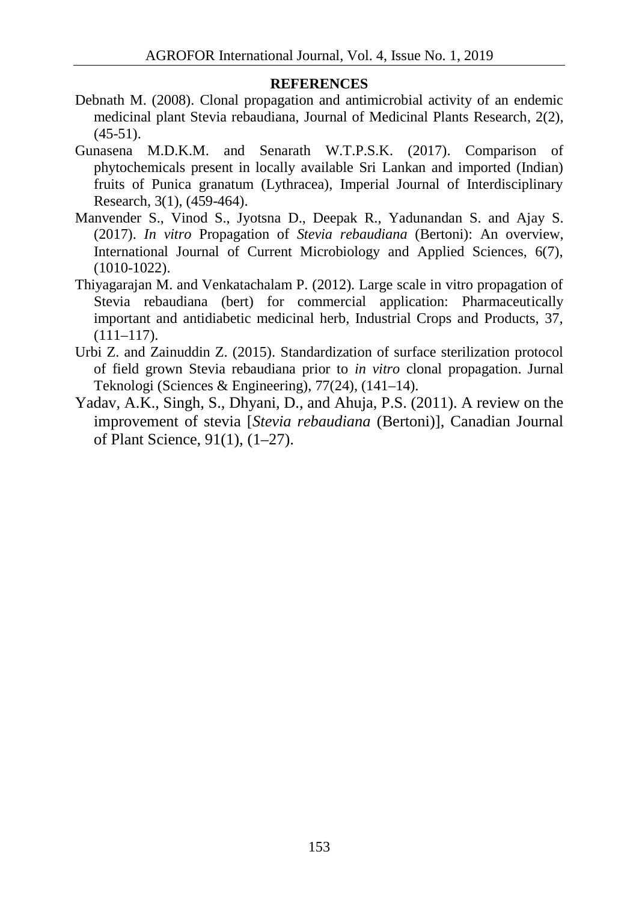## REFERENCES

Debnath M. (2008). Clonal propagation and antimicrobial activity of an endemic medicinal plant Stevia rebaudiana, Journal of Medicinal Plants Research, 2(2), (45-51).

Gunasena M.D.K.M. and Senarath W.T.P.S.K. (2017). Comparison of phytochemicals present in locally available Sri Lankan and imported (Indian) fruits of Punica granatum (Lythracea), Imperial Journal of Interdisciplinary Research, 3(1), (459-464).

Manvender S., Vinod S., Jyotsna D., Deepak R., Yadunandan S. and Ajay S. (2017). *In vitro* Propagation of *Stevia rebaudiana* (Bertoni): An overview, International Journal of Current Microbiology and Applied Sciences, 6(7), (1010-1022).

Thiyagarajan M. and Venkatachalam P. (2012). Large scale in vitro propagation of Stevia rebaudiana (bert) for commercial application: Pharmaceutically important and antidiabetic medicinal herb, Industrial Crops and Products, 37, (111–117).

Urbi Z. and Zainuddin Z. (2015). Standardization of surface sterilization protocol of field grown Stevia rebaudiana prior to *in vitro* clonal propagation. Jurnal Teknologi (Sciences & Engineering), 77(24), (141–14).

Yadav, A.K., Singh, S., Dhyani, D., and Ahuja, P.S. (2011). A review on the improvement of stevia [*Stevia rebaudiana* (Bertoni)], Canadian Journal of Plant Science, 91(1), (1–27).